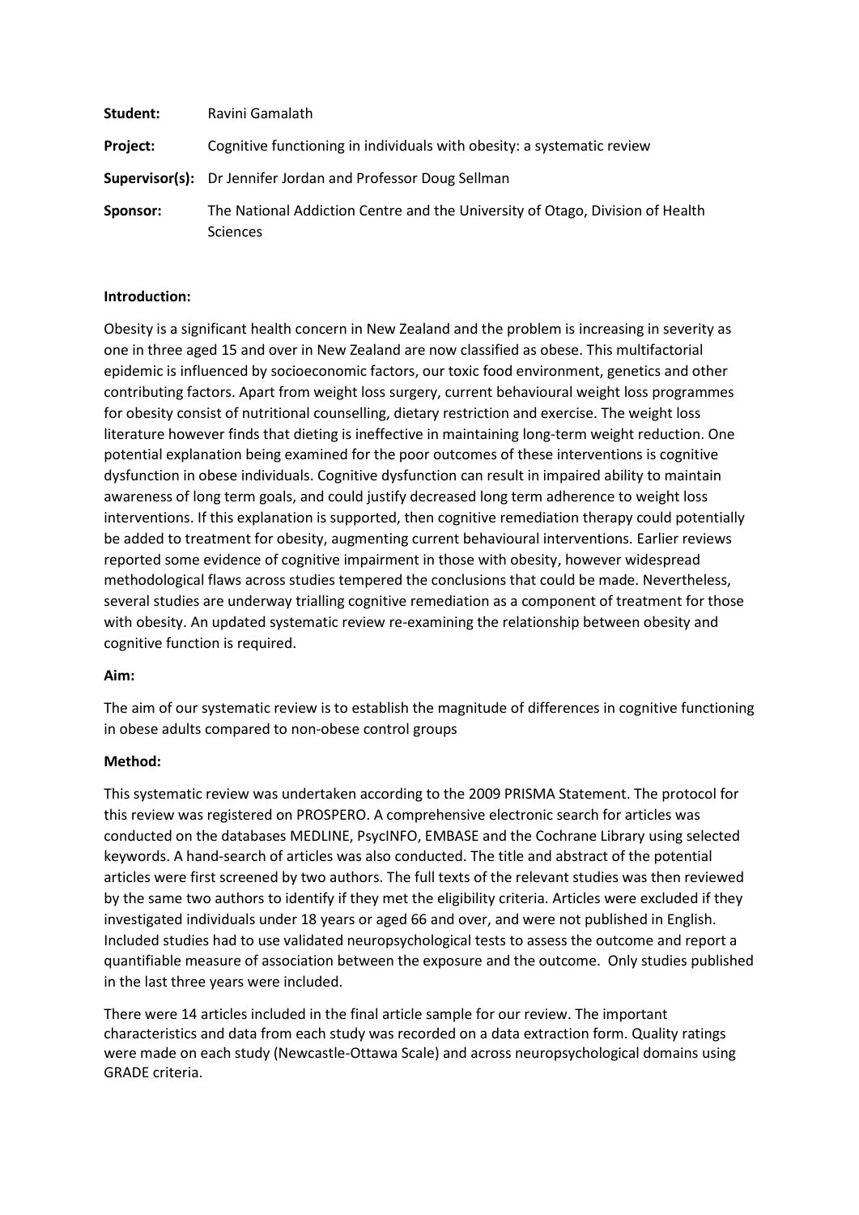**Student:** Ravini Gamalath

**Project:** Cognitive functioning in individuals with obesity: a systematic review

**Supervisor(s):** Dr Jennifer Jordan and Professor Doug Sellman

**Sponsor:** The National Addiction Centre and the University of Otago, Division of Health Sciences

**Introduction:**

Obesity is a significant health concern in New Zealand and the problem is increasing in severity as one in three aged 15 and over in New Zealand are now classified as obese. This multifactorial epidemic is influenced by socioeconomic factors, our toxic food environment, genetics and other contributing factors. Apart from weight loss surgery, current behavioural weight loss programmes for obesity consist of nutritional counselling, dietary restriction and exercise. The weight loss literature however finds that dieting is ineffective in maintaining long-term weight reduction. One potential explanation being examined for the poor outcomes of these interventions is cognitive dysfunction in obese individuals. Cognitive dysfunction can result in impaired ability to maintain awareness of long term goals, and could justify decreased long term adherence to weight loss interventions. If this explanation is supported, then cognitive remediation therapy could potentially be added to treatment for obesity, augmenting current behavioural interventions. Earlier reviews reported some evidence of cognitive impairment in those with obesity, however widespread methodological flaws across studies tempered the conclusions that could be made. Nevertheless, several studies are underway trialling cognitive remediation as a component of treatment for those with obesity. An updated systematic review re-examining the relationship between obesity and cognitive function is required.

**Aim:**

The aim of our systematic review is to establish the magnitude of differences in cognitive functioning in obese adults compared to non-obese control groups

**Method:**

This systematic review was undertaken according to the 2009 PRISMA Statement. The protocol for this review was registered on PROSPERO. A comprehensive electronic search for articles was conducted on the databases MEDLINE, PsycINFO, EMBASE and the Cochrane Library using selected keywords. A hand-search of articles was also conducted. The title and abstract of the potential articles were first screened by two authors. The full texts of the relevant studies was then reviewed by the same two authors to identify if they met the eligibility criteria. Articles were excluded if they investigated individuals under 18 years or aged 66 and over, and were not published in English. Included studies had to use validated neuropsychological tests to assess the outcome and report a quantifiable measure of association between the exposure and the outcome. Only studies published in the last three years were included.

There were 14 articles included in the final article sample for our review. The important characteristics and data from each study was recorded on a data extraction form. Quality ratings were made on each study (Newcastle-Ottawa Scale) and across neuropsychological domains using GRADE criteria.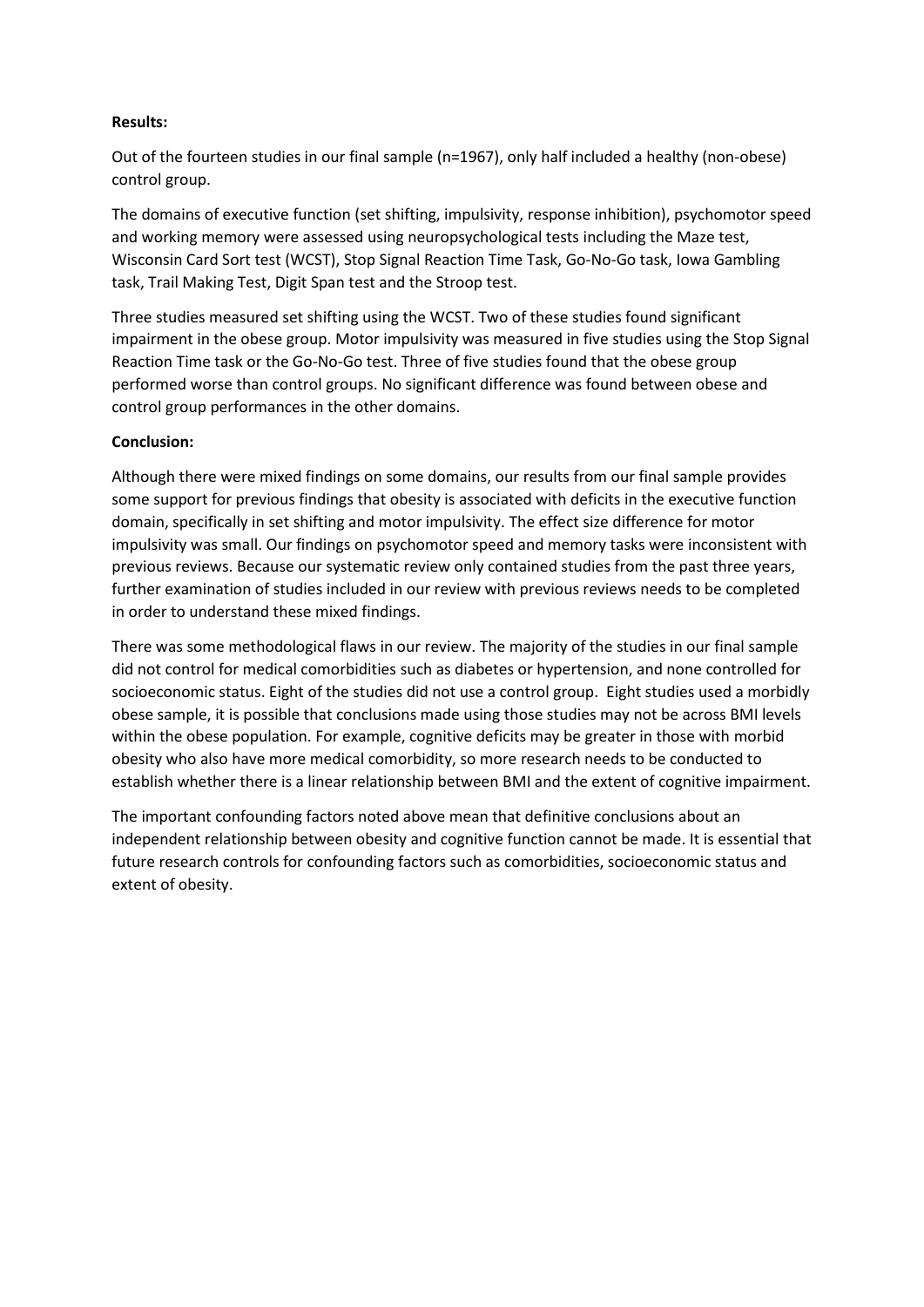**Results:**

Out of the fourteen studies in our final sample (n=1967), only half included a healthy (non-obese) control group.

The domains of executive function (set shifting, impulsivity, response inhibition), psychomotor speed and working memory were assessed using neuropsychological tests including the Maze test, Wisconsin Card Sort test (WCST), Stop Signal Reaction Time Task, Go-No-Go task, Iowa Gambling task, Trail Making Test, Digit Span test and the Stroop test.

Three studies measured set shifting using the WCST. Two of these studies found significant impairment in the obese group. Motor impulsivity was measured in five studies using the Stop Signal Reaction Time task or the Go-No-Go test. Three of five studies found that the obese group performed worse than control groups. No significant difference was found between obese and control group performances in the other domains.

**Conclusion:**

Although there were mixed findings on some domains, our results from our final sample provides some support for previous findings that obesity is associated with deficits in the executive function domain, specifically in set shifting and motor impulsivity. The effect size difference for motor impulsivity was small. Our findings on psychomotor speed and memory tasks were inconsistent with previous reviews. Because our systematic review only contained studies from the past three years, further examination of studies included in our review with previous reviews needs to be completed in order to understand these mixed findings.

There was some methodological flaws in our review. The majority of the studies in our final sample did not control for medical comorbidities such as diabetes or hypertension, and none controlled for socioeconomic status. Eight of the studies did not use a control group. Eight studies used a morbidly obese sample, it is possible that conclusions made using those studies may not be across BMI levels within the obese population. For example, cognitive deficits may be greater in those with morbid obesity who also have more medical comorbidity, so more research needs to be conducted to establish whether there is a linear relationship between BMI and the extent of cognitive impairment.

The important confounding factors noted above mean that definitive conclusions about an independent relationship between obesity and cognitive function cannot be made. It is essential that future research controls for confounding factors such as comorbidities, socioeconomic status and extent of obesity.